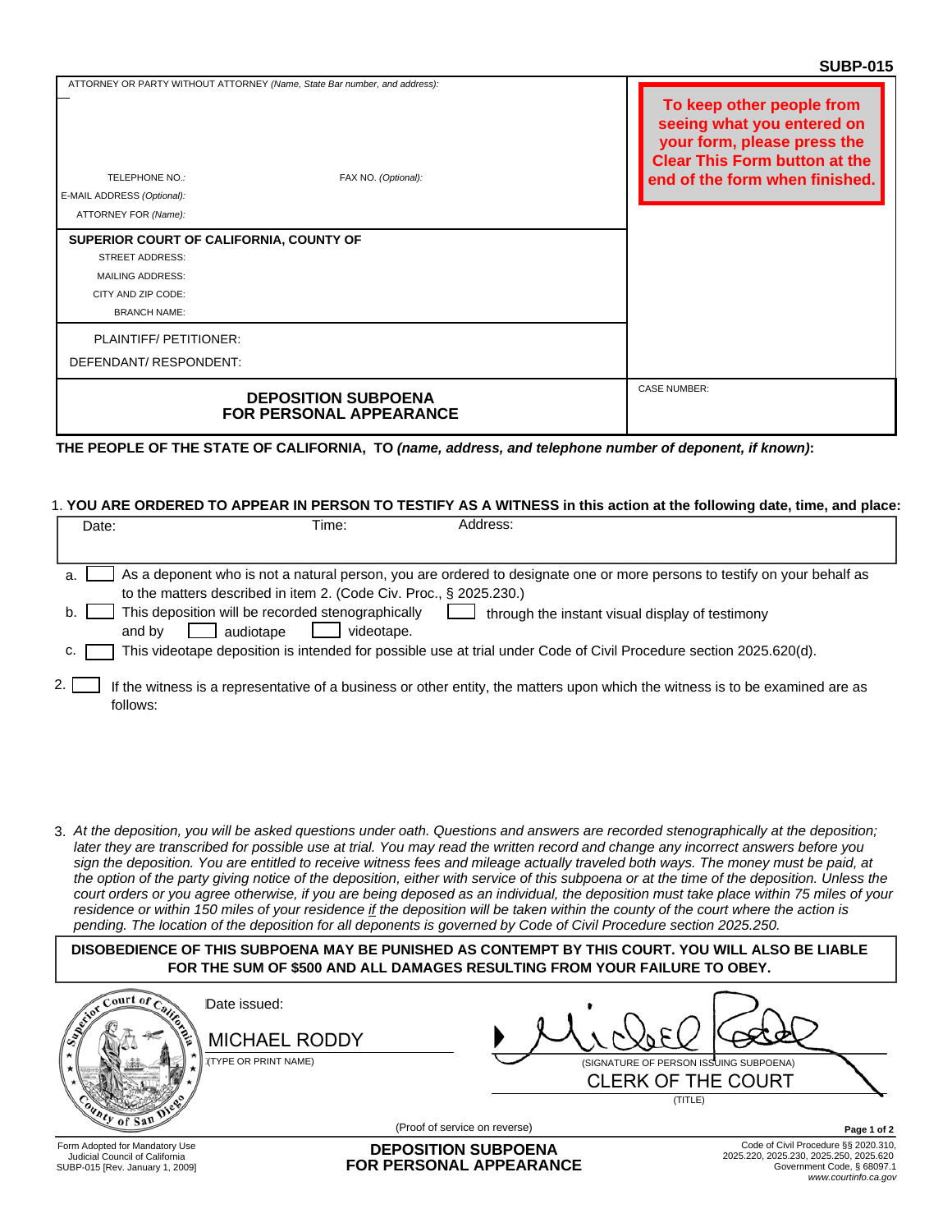**SUBP-015**

| ATTORNEY OR PARTY WITHOUT ATTORNEY *(Name, State Bar number, and address):* | **To keep other people from seeing what you entered on your form, please press the Clear This Form button at the end of the form when finished.** |
|---|---|
| TELEPHONE NO.: FAX NO. *(Optional):* | |
| E-MAIL ADDRESS *(Optional):* | |
| ATTORNEY FOR *(Name):* | |
| **SUPERIOR COURT OF CALIFORNIA, COUNTY OF** | |
| STREET ADDRESS: | |
| MAILING ADDRESS: | |
| CITY AND ZIP CODE: | |
| BRANCH NAME: | |
| PLAINTIFF/ PETITIONER: | |
| DEFENDANT/ RESPONDENT: | |
| **DEPOSITION SUBPOENA FOR PERSONAL APPEARANCE** | CASE NUMBER: |

**THE PEOPLE OF THE STATE OF CALIFORNIA, TO *(name, address, and telephone number of deponent, if known)*:**

1. **YOU ARE ORDERED TO APPEAR IN PERSON TO TESTIFY AS A WITNESS in this action at the following date, time, and place:**

| Date: | Time: | Address: |
|---|---|---|
| | | |

a. ☐ As a deponent who is not a natural person, you are ordered to designate one or more persons to testify on your behalf as to the matters described in item 2. (Code Civ. Proc., § 2025.230.)

b. ☐ This deposition will be recorded stenographically ☐ through the instant visual display of testimony and by ☐ audiotape ☐ videotape.

c. ☐ This videotape deposition is intended for possible use at trial under Code of Civil Procedure section 2025.620(d).

2. ☐ If the witness is a representative of a business or other entity, the matters upon which the witness is to be examined are as follows:

3. *At the deposition, you will be asked questions under oath. Questions and answers are recorded stenographically at the deposition; later they are transcribed for possible use at trial. You may read the written record and change any incorrect answers before you sign the deposition. You are entitled to receive witness fees and mileage actually traveled both ways. The money must be paid, at the option of the party giving notice of the deposition, either with service of this subpoena or at the time of the deposition. Unless the court orders or you agree otherwise, if you are being deposed as an individual, the deposition must take place within 75 miles of your residence or within 150 miles of your residence if the deposition will be taken within the county of the court where the action is pending. The location of the deposition for all deponents is governed by Code of Civil Procedure section 2025.250.*

**DISOBEDIENCE OF THIS SUBPOENA MAY BE PUNISHED AS CONTEMPT BY THIS COURT. YOU WILL ALSO BE LIABLE FOR THE SUM OF $500 AND ALL DAMAGES RESULTING FROM YOUR FAILURE TO OBEY.**

Date issued:

MICHAEL RODDY
(TYPE OR PRINT NAME)

(SIGNATURE OF PERSON ISSUING SUBPOENA)

CLERK OF THE COURT
(TITLE)

(Proof of service on reverse)

Form Adopted for Mandatory Use
Judicial Council of California
SUBP-015 [Rev. January 1, 2009]

**DEPOSITION SUBPOENA FOR PERSONAL APPEARANCE**

Code of Civil Procedure §§ 2020.310, 2025.220, 2025.230, 2025.250, 2025.620
Government Code, § 68097.1
*www.courtinfo.ca.gov*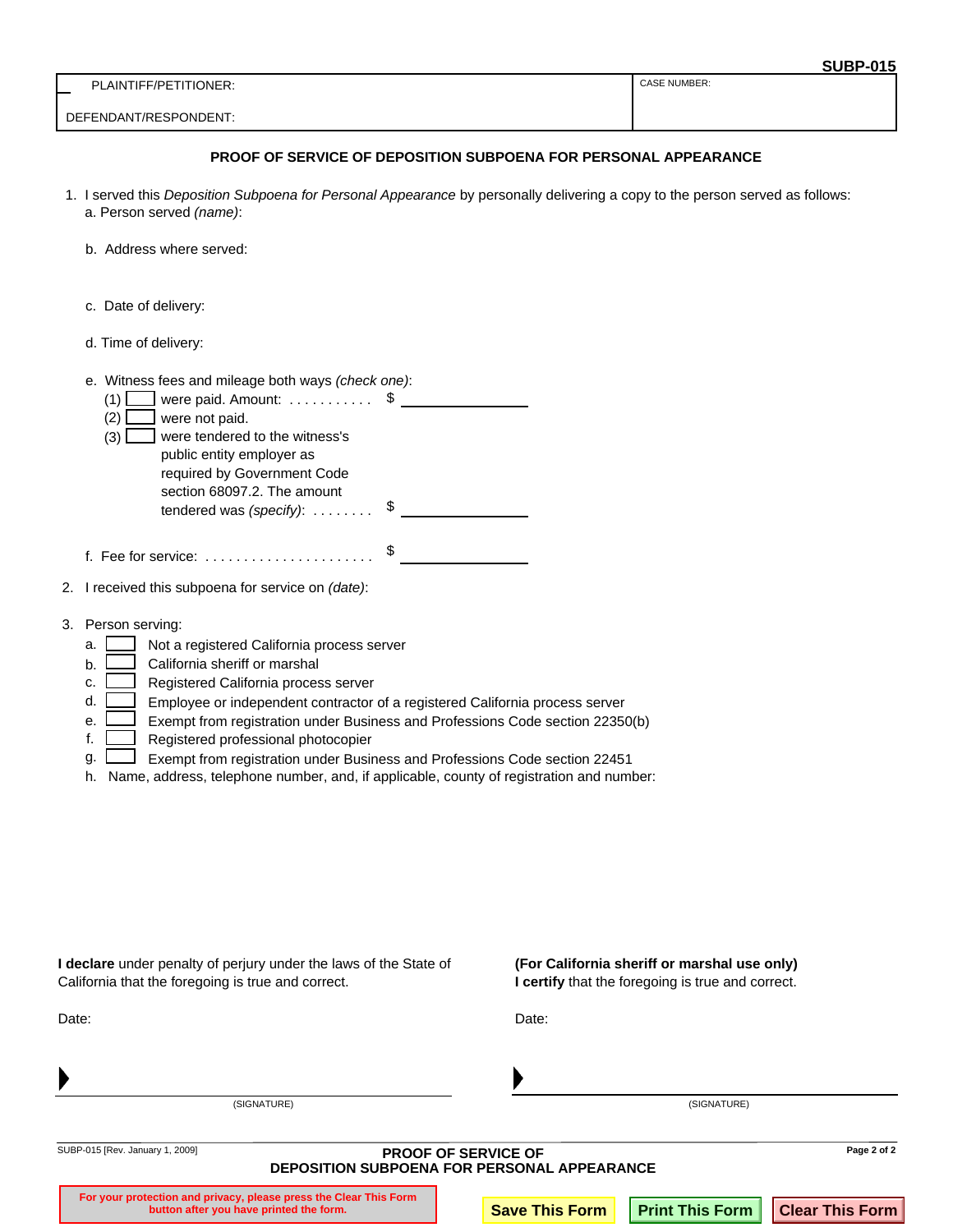**SUBP-015**

| PLAINTIFF/PETITIONER: | CASE NUMBER: |
|---|---|
| DEFENDANT/RESPONDENT: | |

## PROOF OF SERVICE OF DEPOSITION SUBPOENA FOR PERSONAL APPEARANCE

1. I served this *Deposition Subpoena for Personal Appearance* by personally delivering a copy to the person served as follows:
   a. Person served *(name)*:

   b. Address where served:

   c. Date of delivery:

   d. Time of delivery:

   e. Witness fees and mileage both ways *(check one)*:
      (1) ☐ were paid. Amount: . . . . . . . . . . . $ ____________
      (2) ☐ were not paid.
      (3) ☐ were tendered to the witness's public entity employer as required by Government Code section 68097.2. The amount tendered was *(specify)*: . . . . . . . . $ ____________

   f. Fee for service: . . . . . . . . . . . . . . . . . . . . . . . $ ____________

2. I received this subpoena for service on *(date)*:

3. Person serving:
   a. ☐ Not a registered California process server
   b. ☐ California sheriff or marshal
   c. ☐ Registered California process server
   d. ☐ Employee or independent contractor of a registered California process server
   e. ☐ Exempt from registration under Business and Professions Code section 22350(b)
   f. ☐ Registered professional photocopier
   g. ☐ Exempt from registration under Business and Professions Code section 22451
   h. Name, address, telephone number, and, if applicable, county of registration and number:

**I declare** under penalty of perjury under the laws of the State of California that the foregoing is true and correct.

Date:

▶ ______________________________
(SIGNATURE)

**(For California sheriff or marshal use only)**
**I certify** that the foregoing is true and correct.

Date:

▶ ______________________________
(SIGNATURE)

SUBP-015 [Rev. January 1, 2009]

**PROOF OF SERVICE OF DEPOSITION SUBPOENA FOR PERSONAL APPEARANCE**

For your protection and privacy, please press the Clear This Form button after you have printed the form.

Save This Form | Print This Form | Clear This Form